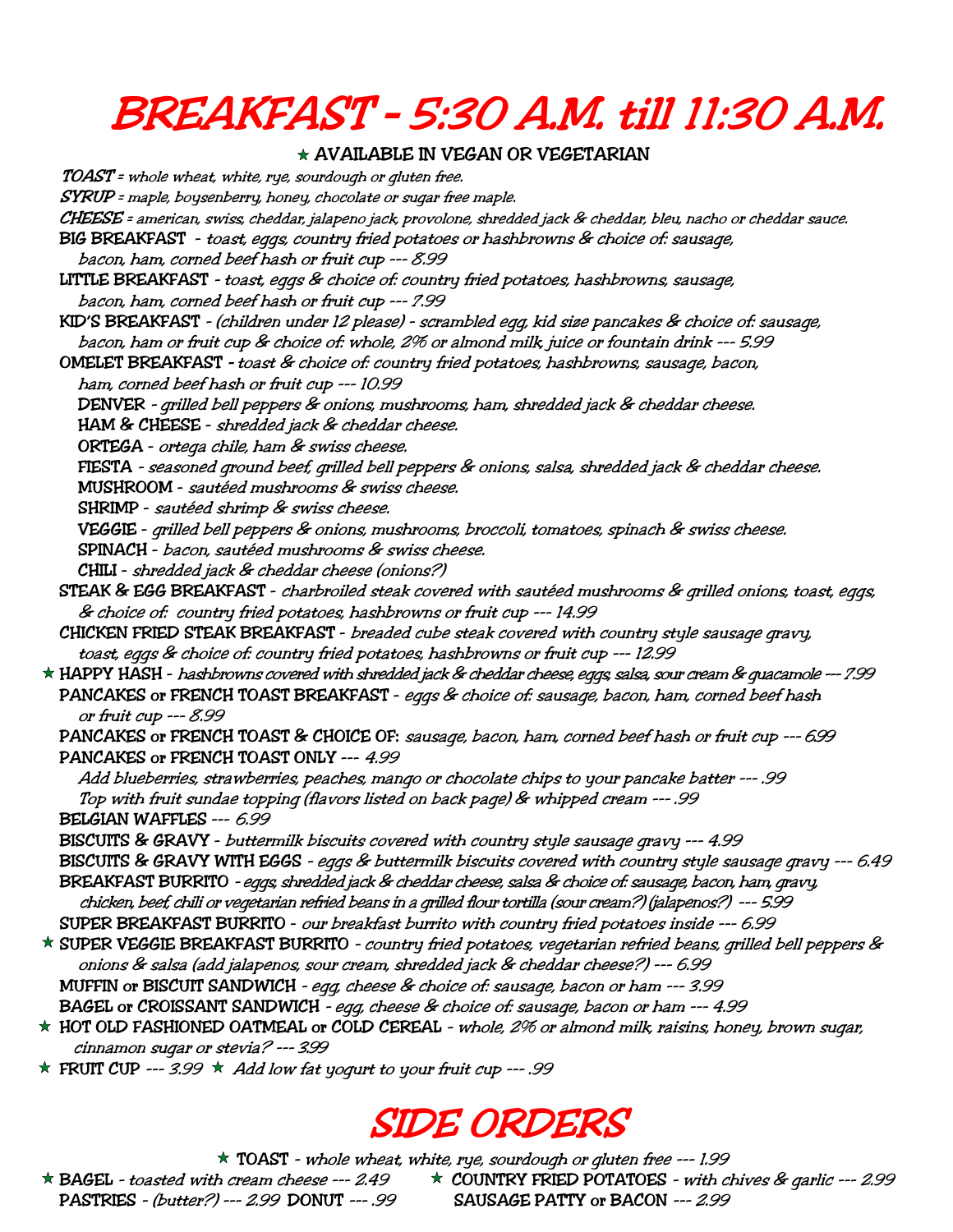# BREAKFAST - 5:30 A.M. till 11:30 A.M.

★ AVAILABLE IN VEGAN OR VEGETARIAN

***TOAST*** = *whole wheat, white, rye, sourdough or gluten free.*

***SYRUP*** = *maple, boysenberry, honey, chocolate or sugar free maple.*

***CHEESE*** = *american, swiss, cheddar, jalapeno jack, provolone, shredded jack & cheddar, bleu, nacho or cheddar sauce.*

**BIG BREAKFAST** - *toast, eggs, country fried potatoes or hashbrowns & choice of: sausage, bacon, ham, corned beef hash or fruit cup --- 8.99*

**LITTLE BREAKFAST** - *toast, eggs & choice of: country fried potatoes, hashbrowns, sausage, bacon, ham, corned beef hash or fruit cup --- 7.99*

**KID'S BREAKFAST** - *(children under 12 please) - scrambled egg, kid size pancakes & choice of: sausage, bacon, ham or fruit cup & choice of: whole, 2% or almond milk, juice or fountain drink --- 5.99*

**OMELET BREAKFAST** - *toast & choice of: country fried potatoes, hashbrowns, sausage, bacon, ham, corned beef hash or fruit cup --- 10.99*

- **DENVER** - *grilled bell peppers & onions, mushrooms, ham, shredded jack & cheddar cheese.*
- **HAM & CHEESE** - *shredded jack & cheddar cheese.*
- **ORTEGA** - *ortega chile, ham & swiss cheese.*
- **FIESTA** - *seasoned ground beef, grilled bell peppers & onions, salsa, shredded jack & cheddar cheese.*
- **MUSHROOM** - *sautéed mushrooms & swiss cheese.*
- **SHRIMP** - *sautéed shrimp & swiss cheese.*
- **VEGGIE** - *grilled bell peppers & onions, mushrooms, broccoli, tomatoes, spinach & swiss cheese.*
- **SPINACH** - *bacon, sautéed mushrooms & swiss cheese.*
- **CHILI** - *shredded jack & cheddar cheese (onions?)*

**STEAK & EGG BREAKFAST** - *charbroiled steak covered with sautéed mushrooms & grilled onions, toast, eggs, & choice of: country fried potatoes, hashbrowns or fruit cup --- 14.99*

**CHICKEN FRIED STEAK BREAKFAST** - *breaded cube steak covered with country style sausage gravy, toast, eggs & choice of: country fried potatoes, hashbrowns or fruit cup --- 12.99*

★ **HAPPY HASH** - *hashbrowns covered with shredded jack & cheddar cheese, eggs, salsa, sour cream & guacamole --- 7.99*

**PANCAKES or FRENCH TOAST BREAKFAST** - *eggs & choice of: sausage, bacon, ham, corned beef hash or fruit cup --- 8.99*

**PANCAKES or FRENCH TOAST & CHOICE OF:** *sausage, bacon, ham, corned beef hash or fruit cup --- 6.99*

**PANCAKES or FRENCH TOAST ONLY** --- *4.99*

*Add blueberries, strawberries, peaches, mango or chocolate chips to your pancake batter --- .99*

*Top with fruit sundae topping (flavors listed on back page) & whipped cream --- .99*

**BELGIAN WAFFLES** --- *6.99*

**BISCUITS & GRAVY** - *buttermilk biscuits covered with country style sausage gravy --- 4.99*

**BISCUITS & GRAVY WITH EGGS** - *eggs & buttermilk biscuits covered with country style sausage gravy --- 6.49*

**BREAKFAST BURRITO** - *eggs, shredded jack & cheddar cheese, salsa & choice of: sausage, bacon, ham, gravy, chicken, beef, chili or vegetarian refried beans in a grilled flour tortilla (sour cream?) (jalapenos?) --- 5.99*

**SUPER BREAKFAST BURRITO** - *our breakfast burrito with country fried potatoes inside --- 6.99*

★ **SUPER VEGGIE BREAKFAST BURRITO** - *country fried potatoes, vegetarian refried beans, grilled bell peppers & onions & salsa (add jalapenos, sour cream, shredded jack & cheddar cheese?) --- 6.99*

**MUFFIN or BISCUIT SANDWICH** - *egg, cheese & choice of: sausage, bacon or ham --- 3.99*

**BAGEL or CROISSANT SANDWICH** - *egg, cheese & choice of: sausage, bacon or ham --- 4.99*

★ **HOT OLD FASHIONED OATMEAL or COLD CEREAL** - *whole, 2% or almond milk, raisins, honey, brown sugar, cinnamon sugar or stevia? --- 3.99*

★ **FRUIT CUP** --- *3.99* ★ *Add low fat yogurt to your fruit cup --- .99*

# SIDE ORDERS

★ **TOAST** - *whole wheat, white, rye, sourdough or gluten free --- 1.99*

★ **BAGEL** - *toasted with cream cheese --- 2.49*

**PASTRIES** - *(butter?) --- 2.99* **DONUT** --- *.99*

★ **COUNTRY FRIED POTATOES** - *with chives & garlic --- 2.99*

**SAUSAGE PATTY or BACON** --- *2.99*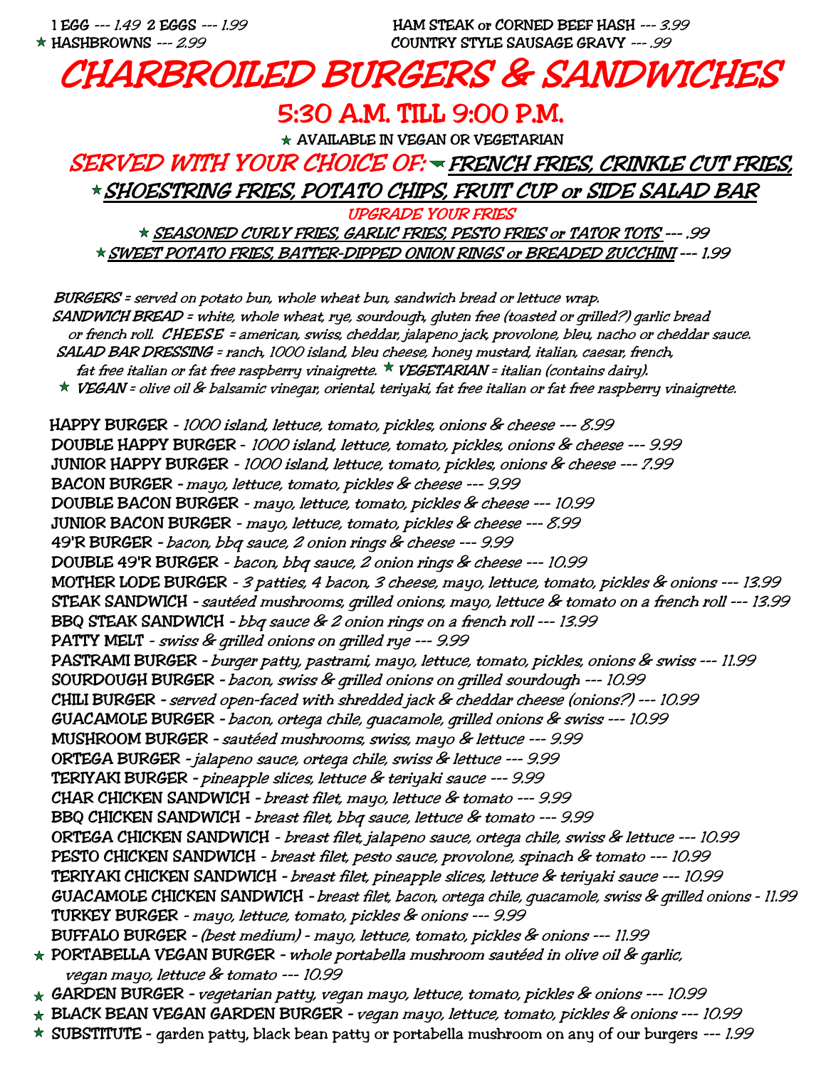1 EGG --- 1.49 2 EGGS --- 1.99

★ HASHBROWNS --- 2.99

HAM STEAK or CORNED BEEF HASH --- 3.99

COUNTRY STYLE SAUSAGE GRAVY --- .99

# CHARBROILED BURGERS & SANDWICHES

## 5:30 A.M. TILL 9:00 P.M.

★ AVAILABLE IN VEGAN OR VEGETARIAN

## SERVED WITH YOUR CHOICE OF: ★ FRENCH FRIES, CRINKLE CUT FRIES, ★ SHOESTRING FRIES, POTATO CHIPS, FRUIT CUP or SIDE SALAD BAR

### UPGRADE YOUR FRIES

★ SEASONED CURLY FRIES, GARLIC FRIES, PESTO FRIES or TATOR TOTS --- .99

★ SWEET POTATO FRIES, BATTER-DIPPED ONION RINGS or BREADED ZUCCHINI --- 1.99

*BURGERS = served on potato bun, whole wheat bun, sandwich bread or lettuce wrap.*

*SANDWICH BREAD = white, whole wheat, rye, sourdough, gluten free (toasted or grilled?) garlic bread or french roll.* *CHEESE = american, swiss, cheddar, jalapeno jack, provolone, bleu, nacho or cheddar sauce.*

*SALAD BAR DRESSING = ranch, 1000 island, bleu cheese, honey mustard, italian, caesar, french, fat free italian or fat free raspberry vinaigrette.* ★ *VEGETARIAN = italian (contains dairy).*

★ *VEGAN = olive oil & balsamic vinegar, oriental, teriyaki, fat free italian or fat free raspberry vinaigrette.*

**HAPPY BURGER** - *1000 island, lettuce, tomato, pickles, onions & cheese --- 8.99*

**DOUBLE HAPPY BURGER** - *1000 island, lettuce, tomato, pickles, onions & cheese --- 9.99*

**JUNIOR HAPPY BURGER** - *1000 island, lettuce, tomato, pickles, onions & cheese --- 7.99*

**BACON BURGER** - *mayo, lettuce, tomato, pickles & cheese --- 9.99*

**DOUBLE BACON BURGER** - *mayo, lettuce, tomato, pickles & cheese --- 10.99*

**JUNIOR BACON BURGER** - *mayo, lettuce, tomato, pickles & cheese --- 8.99*

**49'R BURGER** - *bacon, bbq sauce, 2 onion rings & cheese --- 9.99*

**DOUBLE 49'R BURGER** - *bacon, bbq sauce, 2 onion rings & cheese --- 10.99*

**MOTHER LODE BURGER** - *3 patties, 4 bacon, 3 cheese, mayo, lettuce, tomato, pickles & onions --- 13.99*

**STEAK SANDWICH** - *sautéed mushrooms, grilled onions, mayo, lettuce & tomato on a french roll --- 13.99*

**BBQ STEAK SANDWICH** - *bbq sauce & 2 onion rings on a french roll --- 13.99*

**PATTY MELT** - *swiss & grilled onions on grilled rye --- 9.99*

**PASTRAMI BURGER** - *burger patty, pastrami, mayo, lettuce, tomato, pickles, onions & swiss --- 11.99*

**SOURDOUGH BURGER** - *bacon, swiss & grilled onions on grilled sourdough --- 10.99*

**CHILI BURGER** - *served open-faced with shredded jack & cheddar cheese (onions?) --- 10.99*

**GUACAMOLE BURGER** - *bacon, ortega chile, guacamole, grilled onions & swiss --- 10.99*

**MUSHROOM BURGER** - *sautéed mushrooms, swiss, mayo & lettuce --- 9.99*

**ORTEGA BURGER** - *jalapeno sauce, ortega chile, swiss & lettuce --- 9.99*

**TERIYAKI BURGER** - *pineapple slices, lettuce & teriyaki sauce --- 9.99*

**CHAR CHICKEN SANDWICH** - *breast filet, mayo, lettuce & tomato --- 9.99*

**BBQ CHICKEN SANDWICH** - *breast filet, bbq sauce, lettuce & tomato --- 9.99*

**ORTEGA CHICKEN SANDWICH** - *breast filet, jalapeno sauce, ortega chile, swiss & lettuce --- 10.99*

**PESTO CHICKEN SANDWICH** - *breast filet, pesto sauce, provolone, spinach & tomato --- 10.99*

**TERIYAKI CHICKEN SANDWICH** - *breast filet, pineapple slices, lettuce & teriyaki sauce --- 10.99*

**GUACAMOLE CHICKEN SANDWICH** - *breast filet, bacon, ortega chile, guacamole, swiss & grilled onions - 11.99*

**TURKEY BURGER** - *mayo, lettuce, tomato, pickles & onions --- 9.99*

**BUFFALO BURGER** - *(best medium) - mayo, lettuce, tomato, pickles & onions --- 11.99*

★ **PORTABELLA VEGAN BURGER** - *whole portabella mushroom sautéed in olive oil & garlic, vegan mayo, lettuce & tomato --- 10.99*

★ **GARDEN BURGER** - *vegetarian patty, vegan mayo, lettuce, tomato, pickles & onions --- 10.99*

★ **BLACK BEAN VEGAN GARDEN BURGER** - *vegan mayo, lettuce, tomato, pickles & onions --- 10.99*

★ **SUBSTITUTE** - garden patty, black bean patty or portabella mushroom on any of our burgers --- *1.99*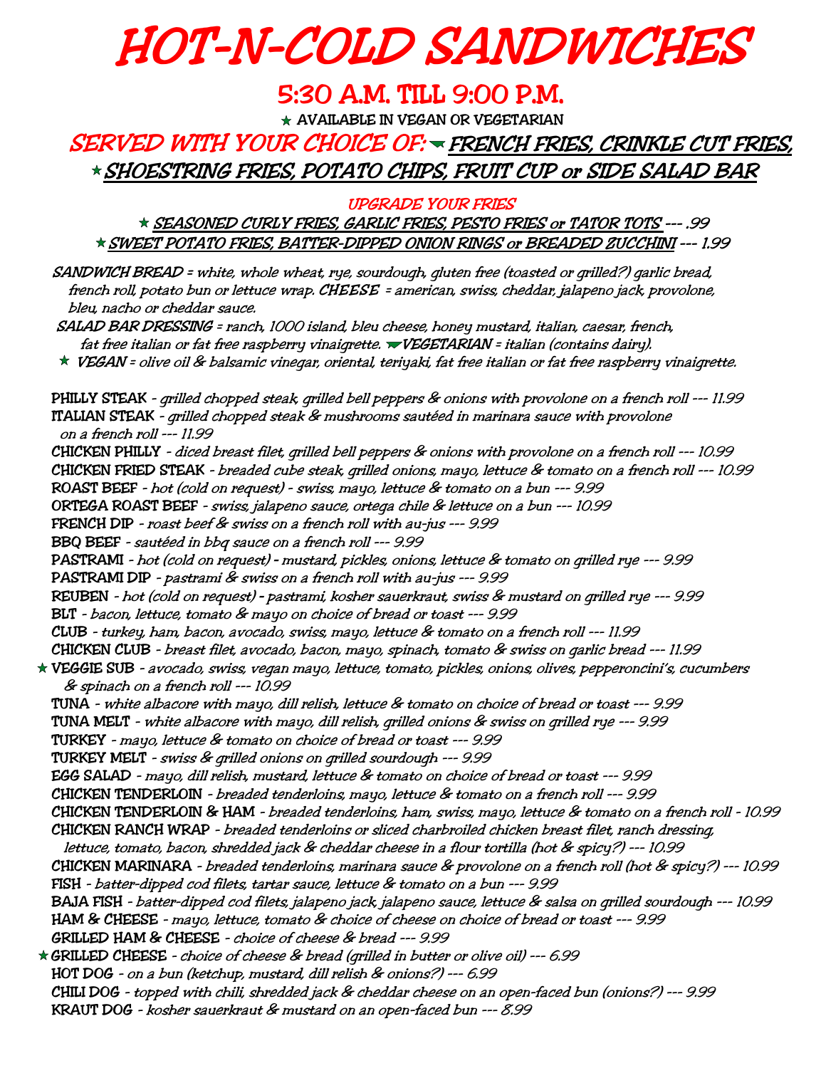# HOT-N-COLD SANDWICHES

## 5:30 A.M. TILL 9:00 P.M.

★ AVAILABLE IN VEGAN OR VEGETARIAN

## SERVED WITH YOUR CHOICE OF: ▾ FRENCH FRIES, CRINKLE CUT FRIES, ★ SHOESTRING FRIES, POTATO CHIPS, FRUIT CUP or SIDE SALAD BAR

### UPGRADE YOUR FRIES

★ SEASONED CURLY FRIES, GARLIC FRIES, PESTO FRIES or TATOR TOTS --- .99

★ SWEET POTATO FRIES, BATTER-DIPPED ONION RINGS or BREADED ZUCCHINI --- 1.99

***SANDWICH BREAD*** *= white, whole wheat, rye, sourdough, gluten free (toasted or grilled?) garlic bread, french roll, potato bun or lettuce wrap.* ***CHEESE*** *= american, swiss, cheddar, jalapeno jack, provolone, bleu, nacho or cheddar sauce.*

***SALAD BAR DRESSING*** *= ranch, 1000 island, bleu cheese, honey mustard, italian, caesar, french, fat free italian or fat free raspberry vinaigrette.* ▾***VEGETARIAN*** *= italian (contains dairy).*

★ ***VEGAN*** *= olive oil & balsamic vinegar, oriental, teriyaki, fat free italian or fat free raspberry vinaigrette.*

**PHILLY STEAK** - *grilled chopped steak, grilled bell peppers & onions with provolone on a french roll --- 11.99*

**ITALIAN STEAK** - *grilled chopped steak & mushrooms sautéed in marinara sauce with provolone on a french roll --- 11.99*

**CHICKEN PHILLY** - *diced breast filet, grilled bell peppers & onions with provolone on a french roll --- 10.99*

**CHICKEN FRIED STEAK** - *breaded cube steak, grilled onions, mayo, lettuce & tomato on a french roll --- 10.99*

**ROAST BEEF** - *hot (cold on request) - swiss, mayo, lettuce & tomato on a bun --- 9.99*

**ORTEGA ROAST BEEF** - *swiss, jalapeno sauce, ortega chile & lettuce on a bun --- 10.99*

**FRENCH DIP** - *roast beef & swiss on a french roll with au-jus --- 9.99*

**BBQ BEEF** - *sautéed in bbq sauce on a french roll --- 9.99*

**PASTRAMI** - *hot (cold on request) - mustard, pickles, onions, lettuce & tomato on grilled rye --- 9.99*

**PASTRAMI DIP** - *pastrami & swiss on a french roll with au-jus --- 9.99*

**REUBEN** - *hot (cold on request) - pastrami, kosher sauerkraut, swiss & mustard on grilled rye --- 9.99*

**BLT** - *bacon, lettuce, tomato & mayo on choice of bread or toast --- 9.99*

**CLUB** - *turkey, ham, bacon, avocado, swiss, mayo, lettuce & tomato on a french roll --- 11.99*

**CHICKEN CLUB** - *breast filet, avocado, bacon, mayo, spinach, tomato & swiss on garlic bread --- 11.99*

★ **VEGGIE SUB** - *avocado, swiss, vegan mayo, lettuce, tomato, pickles, onions, olives, pepperoncini's, cucumbers & spinach on a french roll --- 10.99*

**TUNA** - *white albacore with mayo, dill relish, lettuce & tomato on choice of bread or toast --- 9.99*

**TUNA MELT** - *white albacore with mayo, dill relish, grilled onions & swiss on grilled rye --- 9.99*

**TURKEY** - *mayo, lettuce & tomato on choice of bread or toast --- 9.99*

**TURKEY MELT** - *swiss & grilled onions on grilled sourdough --- 9.99*

**EGG SALAD** - *mayo, dill relish, mustard, lettuce & tomato on choice of bread or toast --- 9.99*

**CHICKEN TENDERLOIN** - *breaded tenderloins, mayo, lettuce & tomato on a french roll --- 9.99*

**CHICKEN TENDERLOIN & HAM** - *breaded tenderloins, ham, swiss, mayo, lettuce & tomato on a french roll - 10.99*

**CHICKEN RANCH WRAP** - *breaded tenderloins or sliced charbroiled chicken breast filet, ranch dressing, lettuce, tomato, bacon, shredded jack & cheddar cheese in a flour tortilla (hot & spicy?) --- 10.99*

**CHICKEN MARINARA** - *breaded tenderloins, marinara sauce & provolone on a french roll (hot & spicy?) --- 10.99*

**FISH** - *batter-dipped cod filets, tartar sauce, lettuce & tomato on a bun --- 9.99*

**BAJA FISH** - *batter-dipped cod filets, jalapeno jack, jalapeno sauce, lettuce & salsa on grilled sourdough --- 10.99*

**HAM & CHEESE** - *mayo, lettuce, tomato & choice of cheese on choice of bread or toast --- 9.99*

**GRILLED HAM & CHEESE** - *choice of cheese & bread --- 9.99*

★ **GRILLED CHEESE** - *choice of cheese & bread (grilled in butter or olive oil) --- 6.99*

**HOT DOG** - *on a bun (ketchup, mustard, dill relish & onions?) --- 6.99*

**CHILI DOG** - *topped with chili, shredded jack & cheddar cheese on an open-faced bun (onions?) --- 9.99*

**KRAUT DOG** - *kosher sauerkraut & mustard on an open-faced bun --- 8.99*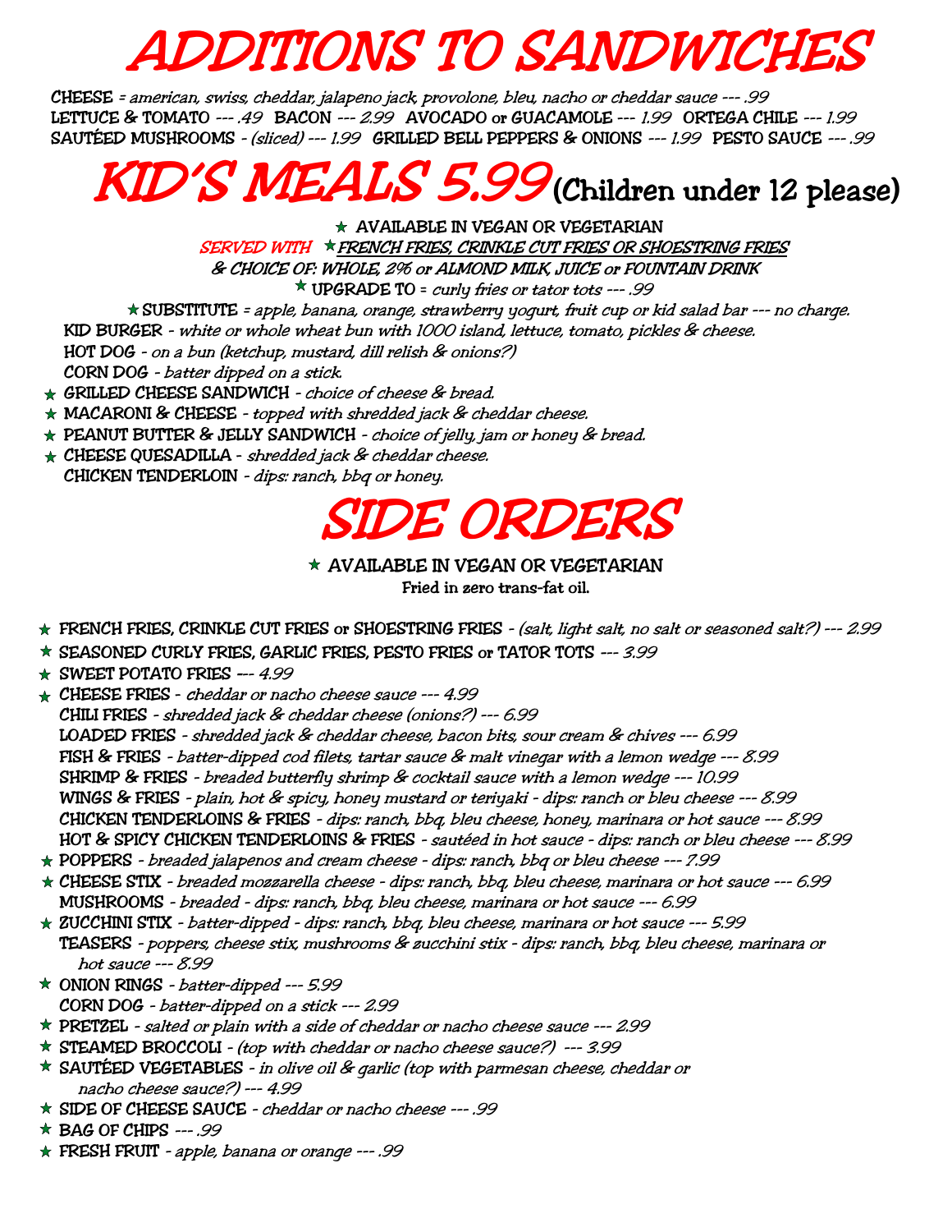# ADDITIONS TO SANDWICHES

**CHEESE** = *american, swiss, cheddar, jalapeno jack, provolone, bleu, nacho or cheddar sauce --- .99*
**LETTUCE & TOMATO** --- *.49* **BACON** --- *2.99* **AVOCADO or GUACAMOLE** --- *1.99* **ORTEGA CHILE** --- *1.99*
**SAUTÉED MUSHROOMS** - *(sliced) --- 1.99* **GRILLED BELL PEPPERS & ONIONS** --- *1.99* **PESTO SAUCE** --- *.99*

# KID'S MEALS 5.99 (Children under 12 please)

★ **AVAILABLE IN VEGAN OR VEGETARIAN**
*SERVED WITH* ★ *FRENCH FRIES, CRINKLE CUT FRIES OR SHOESTRING FRIES*
*& CHOICE OF: WHOLE, 2% or ALMOND MILK, JUICE or FOUNTAIN DRINK*
★ **UPGRADE TO** = *curly fries or tator tots --- .99*
★ **SUBSTITUTE** = *apple, banana, orange, strawberry yogurt, fruit cup or kid salad bar --- no charge.*

- **KID BURGER** - *white or whole wheat bun with 1000 island, lettuce, tomato, pickles & cheese.*
- **HOT DOG** - *on a bun (ketchup, mustard, dill relish & onions?)*
- **CORN DOG** - *batter dipped on a stick.*
- ★ **GRILLED CHEESE SANDWICH** - *choice of cheese & bread.*
- ★ **MACARONI & CHEESE** - *topped with shredded jack & cheddar cheese.*
- ★ **PEANUT BUTTER & JELLY SANDWICH** - *choice of jelly, jam or honey & bread.*
- ★ **CHEESE QUESADILLA** - *shredded jack & cheddar cheese.*
- **CHICKEN TENDERLOIN** - *dips: ranch, bbq or honey.*

# SIDE ORDERS

★ **AVAILABLE IN VEGAN OR VEGETARIAN**
**Fried in zero trans-fat oil.**

- ★ **FRENCH FRIES, CRINKLE CUT FRIES or SHOESTRING FRIES** - *(salt, light salt, no salt or seasoned salt?) --- 2.99*
- ★ **SEASONED CURLY FRIES, GARLIC FRIES, PESTO FRIES or TATOR TOTS** --- *3.99*
- ★ **SWEET POTATO FRIES** --- *4.99*
- ★ **CHEESE FRIES** - *cheddar or nacho cheese sauce --- 4.99*
- **CHILI FRIES** - *shredded jack & cheddar cheese (onions?) --- 6.99*
- **LOADED FRIES** - *shredded jack & cheddar cheese, bacon bits, sour cream & chives --- 6.99*
- **FISH & FRIES** - *batter-dipped cod filets, tartar sauce & malt vinegar with a lemon wedge --- 8.99*
- **SHRIMP & FRIES** - *breaded butterfly shrimp & cocktail sauce with a lemon wedge --- 10.99*
- **WINGS & FRIES** - *plain, hot & spicy, honey mustard or teriyaki - dips: ranch or bleu cheese --- 8.99*
- **CHICKEN TENDERLOINS & FRIES** - *dips: ranch, bbq, bleu cheese, honey, marinara or hot sauce --- 8.99*
- **HOT & SPICY CHICKEN TENDERLOINS & FRIES** - *sautéed in hot sauce - dips: ranch or bleu cheese --- 8.99*
- ★ **POPPERS** - *breaded jalapenos and cream cheese - dips: ranch, bbq or bleu cheese --- 7.99*
- ★ **CHEESE STIX** - *breaded mozzarella cheese - dips: ranch, bbq, bleu cheese, marinara or hot sauce --- 6.99*
- **MUSHROOMS** - *breaded - dips: ranch, bbq, bleu cheese, marinara or hot sauce --- 6.99*
- ★ **ZUCCHINI STIX** - *batter-dipped - dips: ranch, bbq, bleu cheese, marinara or hot sauce --- 5.99*
- **TEASERS** - *poppers, cheese stix, mushrooms & zucchini stix - dips: ranch, bbq, bleu cheese, marinara or hot sauce --- 8.99*
- ★ **ONION RINGS** - *batter-dipped --- 5.99*
- **CORN DOG** - *batter-dipped on a stick --- 2.99*
- ★ **PRETZEL** - *salted or plain with a side of cheddar or nacho cheese sauce --- 2.99*
- ★ **STEAMED BROCCOLI** - *(top with cheddar or nacho cheese sauce?) --- 3.99*
- ★ **SAUTÉED VEGETABLES** - *in olive oil & garlic (top with parmesan cheese, cheddar or nacho cheese sauce?) --- 4.99*
- ★ **SIDE OF CHEESE SAUCE** - *cheddar or nacho cheese --- .99*
- ★ **BAG OF CHIPS** --- *.99*
- ★ **FRESH FRUIT** - *apple, banana or orange --- .99*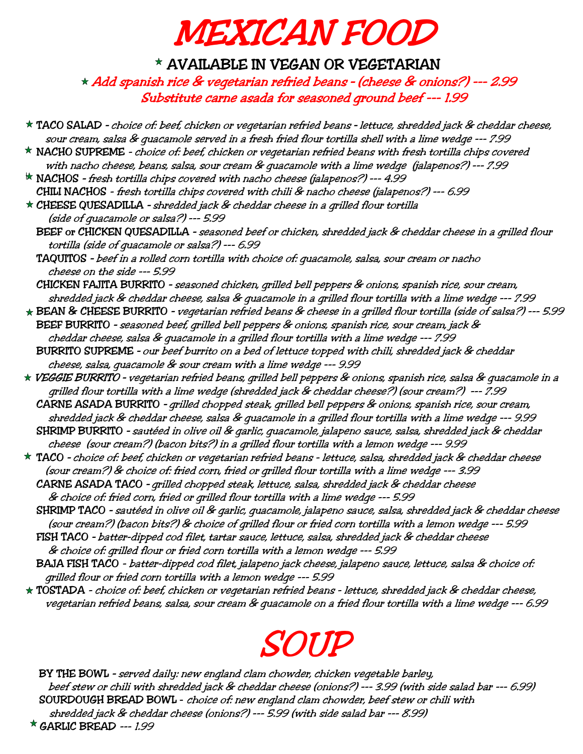# MEXICAN FOOD

**★ AVAILABLE IN VEGAN OR VEGETARIAN**

*★ Add spanish rice & vegetarian refried beans - (cheese & onions?) --- 2.99*
*Substitute carne asada for seasoned ground beef --- 1.99*

★ **TACO SALAD** - *choice of: beef, chicken or vegetarian refried beans - lettuce, shredded jack & cheddar cheese, sour cream, salsa & guacamole served in a fresh fried flour tortilla shell with a lime wedge --- 7.99*

★ **NACHO SUPREME** - *choice of: beef, chicken or vegetarian refried beans with fresh tortilla chips covered with nacho cheese, beans, salsa, sour cream & guacamole with a lime wedge (jalapenos?) --- 7.99*

★ **NACHOS** - *fresh tortilla chips covered with nacho cheese (jalapenos?) --- 4.99*

**CHILI NACHOS** - *fresh tortilla chips covered with chili & nacho cheese (jalapenos?) --- 6.99*

★ **CHEESE QUESADILLA** - *shredded jack & cheddar cheese in a grilled flour tortilla (side of guacamole or salsa?) --- 5.99*

**BEEF or CHICKEN QUESADILLA** - *seasoned beef or chicken, shredded jack & cheddar cheese in a grilled flour tortilla (side of guacamole or salsa?) --- 6.99*

**TAQUITOS** - *beef in a rolled corn tortilla with choice of: guacamole, salsa, sour cream or nacho cheese on the side --- 5.99*

**CHICKEN FAJITA BURRITO** - *seasoned chicken, grilled bell peppers & onions, spanish rice, sour cream, shredded jack & cheddar cheese, salsa & guacamole in a grilled flour tortilla with a lime wedge --- 7.99*

★ **BEAN & CHEESE BURRITO** - *vegetarian refried beans & cheese in a grilled flour tortilla (side of salsa?) --- 5.99*

**BEEF BURRITO** - *seasoned beef, grilled bell peppers & onions, spanish rice, sour cream, jack & cheddar cheese, salsa & guacamole in a grilled flour tortilla with a lime wedge --- 7.99*

**BURRITO SUPREME** - *our beef burrito on a bed of lettuce topped with chili, shredded jack & cheddar cheese, salsa, guacamole & sour cream with a lime wedge --- 9.99*

★ ***VEGGIE BURRITO*** - *vegetarian refried beans, grilled bell peppers & onions, spanish rice, salsa & guacamole in a grilled flour tortilla with a lime wedge (shredded jack & cheddar cheese?) (sour cream?) --- 7.99*

**CARNE ASADA BURRITO** - *grilled chopped steak, grilled bell peppers & onions, spanish rice, sour cream, shredded jack & cheddar cheese, salsa & guacamole in a grilled flour tortilla with a lime wedge --- 9.99*

**SHRIMP BURRITO** - *sautéed in olive oil & garlic, guacamole, jalapeno sauce, salsa, shredded jack & cheddar cheese (sour cream?) (bacon bits?) in a grilled flour tortilla with a lemon wedge --- 9.99*

★ **TACO** - *choice of: beef, chicken or vegetarian refried beans - lettuce, salsa, shredded jack & cheddar cheese (sour cream?) & choice of: fried corn, fried or grilled flour tortilla with a lime wedge --- 3.99*

**CARNE ASADA TACO** - *grilled chopped steak, lettuce, salsa, shredded jack & cheddar cheese & choice of: fried corn, fried or grilled flour tortilla with a lime wedge --- 5.99*

**SHRIMP TACO** - *sautéed in olive oil & garlic, guacamole, jalapeno sauce, salsa, shredded jack & cheddar cheese (sour cream?) (bacon bits?) & choice of grilled flour or fried corn tortilla with a lemon wedge --- 5.99*

**FISH TACO** - *batter-dipped cod filet, tartar sauce, lettuce, salsa, shredded jack & cheddar cheese & choice of: grilled flour or fried corn tortilla with a lemon wedge --- 5.99*

**BAJA FISH TACO** - *batter-dipped cod filet, jalapeno jack cheese, jalapeno sauce, lettuce, salsa & choice of: grilled flour or fried corn tortilla with a lemon wedge --- 5.99*

★ **TOSTADA** - *choice of: beef, chicken or vegetarian refried beans - lettuce, shredded jack & cheddar cheese, vegetarian refried beans, salsa, sour cream & guacamole on a fried flour tortilla with a lime wedge --- 6.99*

# SOUP

**BY THE BOWL** - *served daily: new england clam chowder, chicken vegetable barley, beef stew or chili with shredded jack & cheddar cheese (onions?) --- 3.99 (with side salad bar --- 6.99)*

**SOURDOUGH BREAD BOWL** - *choice of: new england clam chowder, beef stew or chili with shredded jack & cheddar cheese (onions?) --- 5.99 (with side salad bar --- 8.99)*

★ **GARLIC BREAD** --- *1.99*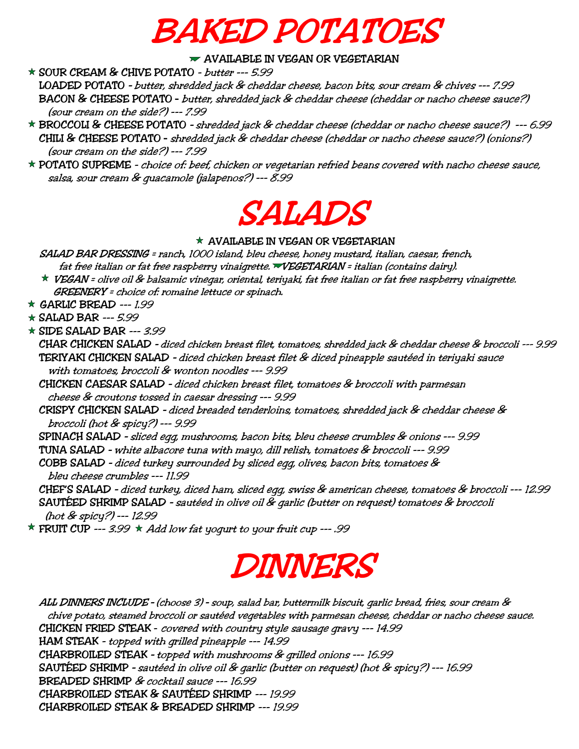# BAKED POTATOES

AVAILABLE IN VEGAN OR VEGETARIAN

★ **SOUR CREAM & CHIVE POTATO** - *butter --- 5.99*

**LOADED POTATO** - *butter, shredded jack & cheddar cheese, bacon bits, sour cream & chives --- 7.99*

**BACON & CHEESE POTATO** - *butter, shredded jack & cheddar cheese (cheddar or nacho cheese sauce?) (sour cream on the side?) --- 7.99*

★ **BROCCOLI & CHEESE POTATO** - *shredded jack & cheddar cheese (cheddar or nacho cheese sauce?) --- 6.99*

**CHILI & CHEESE POTATO** - *shredded jack & cheddar cheese (cheddar or nacho cheese sauce?) (onions?) (sour cream on the side?) --- 7.99*

★ **POTATO SUPREME** - *choice of: beef, chicken or vegetarian refried beans covered with nacho cheese sauce, salsa, sour cream & guacamole (jalapenos?) --- 8.99*

# SALADS

★ AVAILABLE IN VEGAN OR VEGETARIAN

***SALAD BAR DRESSING*** *= ranch, 1000 island, bleu cheese, honey mustard, italian, caesar, french, fat free italian or fat free raspberry vinaigrette.* ***VEGETARIAN*** *= italian (contains dairy).*

★ ***VEGAN*** *= olive oil & balsamic vinegar, oriental, teriyaki, fat free italian or fat free raspberry vinaigrette.* ***GREENERY*** *= choice of: romaine lettuce or spinach.*

★ **GARLIC BREAD** *--- 1.99*

★ **SALAD BAR** *--- 5.99*

★ **SIDE SALAD BAR** *--- 3.99*

**CHAR CHICKEN SALAD** - *diced chicken breast filet, tomatoes, shredded jack & cheddar cheese & broccoli --- 9.99*

**TERIYAKI CHICKEN SALAD** - *diced chicken breast filet & diced pineapple sautéed in teriyaki sauce with tomatoes, broccoli & wonton noodles --- 9.99*

**CHICKEN CAESAR SALAD** - *diced chicken breast filet, tomatoes & broccoli with parmesan cheese & croutons tossed in caesar dressing --- 9.99*

**CRISPY CHICKEN SALAD** - *diced breaded tenderloins, tomatoes, shredded jack & cheddar cheese & broccoli (hot & spicy?) --- 9.99*

**SPINACH SALAD** - *sliced egg, mushrooms, bacon bits, bleu cheese crumbles & onions --- 9.99*

**TUNA SALAD** - *white albacore tuna with mayo, dill relish, tomatoes & broccoli --- 9.99*

**COBB SALAD** - *diced turkey surrounded by sliced egg, olives, bacon bits, tomatoes & bleu cheese crumbles --- 11.99*

**CHEF'S SALAD** - *diced turkey, diced ham, sliced egg, swiss & american cheese, tomatoes & broccoli --- 12.99*

**SAUTÉED SHRIMP SALAD** - *sautéed in olive oil & garlic (butter on request) tomatoes & broccoli (hot & spicy?) --- 12.99*

★ **FRUIT CUP** *--- 3.99* ★ *Add low fat yogurt to your fruit cup --- .99*

# DINNERS

***ALL DINNERS INCLUDE*** - (choose 3) - *soup, salad bar, buttermilk biscuit, garlic bread, fries, sour cream & chive potato, steamed broccoli or sautéed vegetables with parmesan cheese, cheddar or nacho cheese sauce.*

**CHICKEN FRIED STEAK** - *covered with country style sausage gravy --- 14.99*

**HAM STEAK** - *topped with grilled pineapple --- 14.99*

**CHARBROILED STEAK** - *topped with mushrooms & grilled onions --- 16.99*

**SAUTÉED SHRIMP** - *sautéed in olive oil & garlic (butter on request) (hot & spicy?) --- 16.99*

**BREADED SHRIMP** *& cocktail sauce --- 16.99*

**CHARBROILED STEAK & SAUTÉED SHRIMP** *--- 19.99*

**CHARBROILED STEAK & BREADED SHRIMP** *--- 19.99*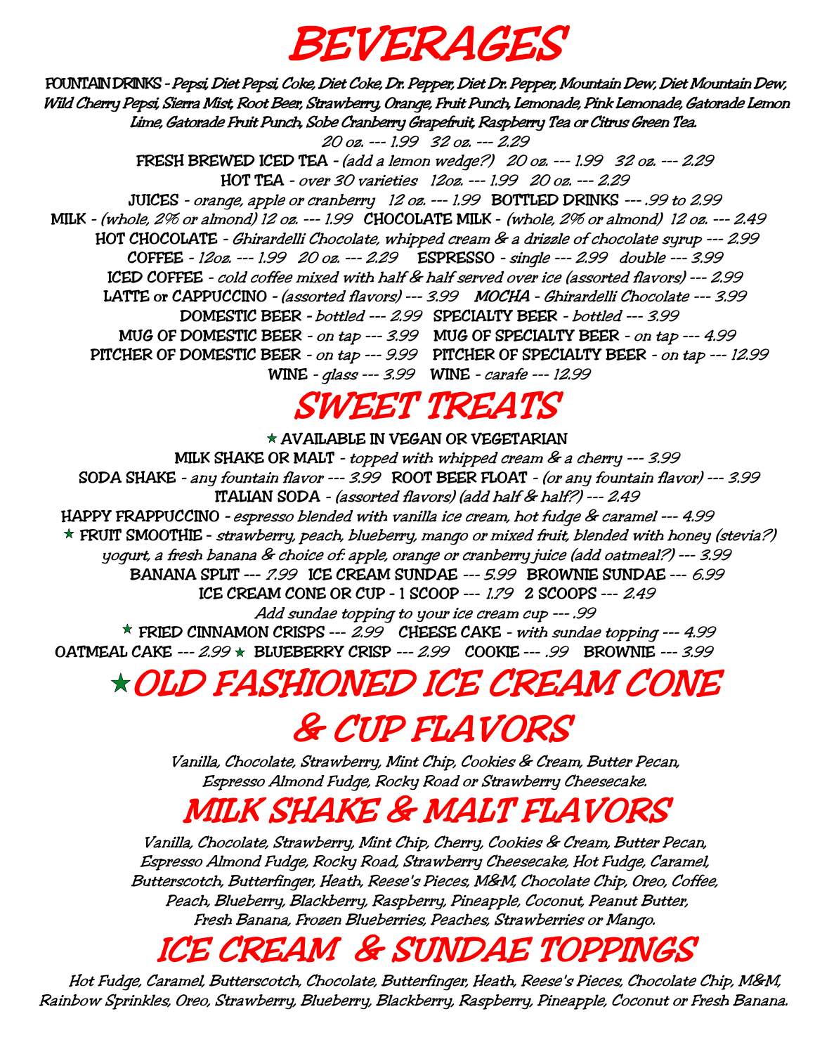# BEVERAGES

**FOUNTAIN DRINKS** - *Pepsi, Diet Pepsi, Coke, Diet Coke, Dr. Pepper, Diet Dr. Pepper, Mountain Dew, Diet Mountain Dew, Wild Cherry Pepsi, Sierra Mist, Root Beer, Strawberry, Orange, Fruit Punch, Lemonade, Pink Lemonade, Gatorade Lemon Lime, Gatorade Fruit Punch, Sobe Cranberry Grapefruit, Raspberry Tea or Citrus Green Tea.*

*20 oz. --- 1.99 32 oz. --- 2.29*

**FRESH BREWED ICED TEA** - *(add a lemon wedge?) 20 oz. --- 1.99 32 oz. --- 2.29*

**HOT TEA** - *over 30 varieties 12oz. --- 1.99 20 oz. --- 2.29*

**JUICES** - *orange, apple or cranberry 12 oz. --- 1.99* **BOTTLED DRINKS** --- *.99 to 2.99*

**MILK** - *(whole, 2% or almond) 12 oz. --- 1.99* **CHOCOLATE MILK** - *(whole, 2% or almond) 12 oz. --- 2.49*

**HOT CHOCOLATE** - *Ghirardelli Chocolate, whipped cream & a drizzle of chocolate syrup --- 2.99*

**COFFEE** - *12oz. --- 1.99 20 oz. --- 2.29* **ESPRESSO** - *single --- 2.99 double --- 3.99*

**ICED COFFEE** - *cold coffee mixed with half & half served over ice (assorted flavors) --- 2.99*

**LATTE or CAPPUCCINO** - *(assorted flavors) --- 3.99* **MOCHA** - *Ghirardelli Chocolate --- 3.99*

**DOMESTIC BEER** - *bottled --- 2.99* **SPECIALTY BEER** - *bottled --- 3.99*

**MUG OF DOMESTIC BEER** - *on tap --- 3.99* **MUG OF SPECIALTY BEER** - *on tap --- 4.99*

**PITCHER OF DOMESTIC BEER** - *on tap --- 9.99* **PITCHER OF SPECIALTY BEER** - *on tap --- 12.99*

**WINE** - *glass --- 3.99* **WINE** - *carafe --- 12.99*

# SWEET TREATS

★ **AVAILABLE IN VEGAN OR VEGETARIAN**

**MILK SHAKE OR MALT** - *topped with whipped cream & a cherry --- 3.99*

**SODA SHAKE** - *any fountain flavor --- 3.99* **ROOT BEER FLOAT** - *(or any fountain flavor) --- 3.99*

**ITALIAN SODA** - *(assorted flavors) (add half & half?) --- 2.49*

**HAPPY FRAPPUCCINO** - *espresso blended with vanilla ice cream, hot fudge & caramel --- 4.99*

★ **FRUIT SMOOTHIE** - *strawberry, peach, blueberry, mango or mixed fruit, blended with honey (stevia?) yogurt, a fresh banana & choice of: apple, orange or cranberry juice (add oatmeal?) --- 3.99*

**BANANA SPLIT** --- *7.99* **ICE CREAM SUNDAE** --- *5.99* **BROWNIE SUNDAE** --- *6.99*

**ICE CREAM CONE OR CUP - 1 SCOOP** --- *1.79* **2 SCOOPS** --- *2.49*

*Add sundae topping to your ice cream cup --- .99*

★ **FRIED CINNAMON CRISPS** --- *2.99* **CHEESE CAKE** - *with sundae topping --- 4.99*

**OATMEAL CAKE** --- *2.99* ★ **BLUEBERRY CRISP** --- *2.99* **COOKIE** --- *.99* **BROWNIE** --- *3.99*

# ★OLD FASHIONED ICE CREAM CONE & CUP FLAVORS

*Vanilla, Chocolate, Strawberry, Mint Chip, Cookies & Cream, Butter Pecan, Espresso Almond Fudge, Rocky Road or Strawberry Cheesecake.*

# MILK SHAKE & MALT FLAVORS

*Vanilla, Chocolate, Strawberry, Mint Chip, Cherry, Cookies & Cream, Butter Pecan, Espresso Almond Fudge, Rocky Road, Strawberry Cheesecake, Hot Fudge, Caramel, Butterscotch, Butterfinger, Heath, Reese's Pieces, M&M, Chocolate Chip, Oreo, Coffee, Peach, Blueberry, Blackberry, Raspberry, Pineapple, Coconut, Peanut Butter, Fresh Banana, Frozen Blueberries, Peaches, Strawberries or Mango.*

# ICE CREAM & SUNDAE TOPPINGS

*Hot Fudge, Caramel, Butterscotch, Chocolate, Butterfinger, Heath, Reese's Pieces, Chocolate Chip, M&M, Rainbow Sprinkles, Oreo, Strawberry, Blueberry, Blackberry, Raspberry, Pineapple, Coconut or Fresh Banana.*